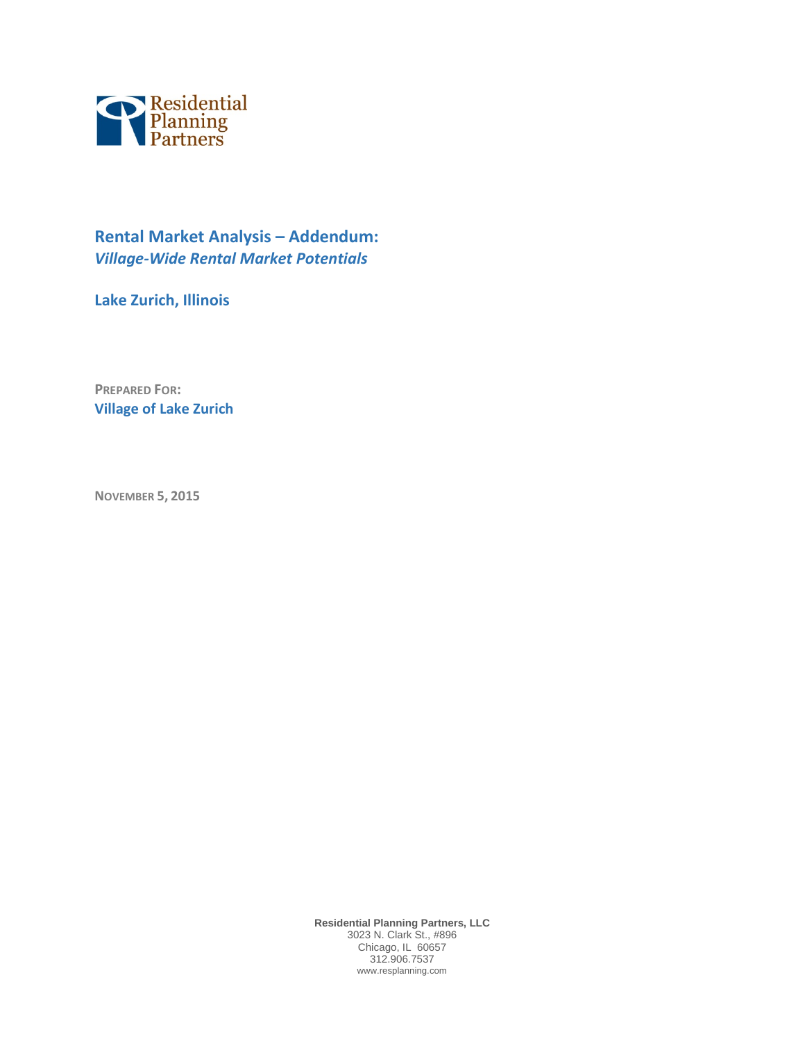Residential Planning Partners

# Rental Market Analysis – Addendum:
## *Village-Wide Rental Market Potentials*

**Lake Zurich, Illinois**

**PREPARED FOR:**
**Village of Lake Zurich**

**NOVEMBER 5, 2015**

**Residential Planning Partners, LLC**
3023 N. Clark St., #896
Chicago, IL 60657
312.906.7537
www.resplanning.com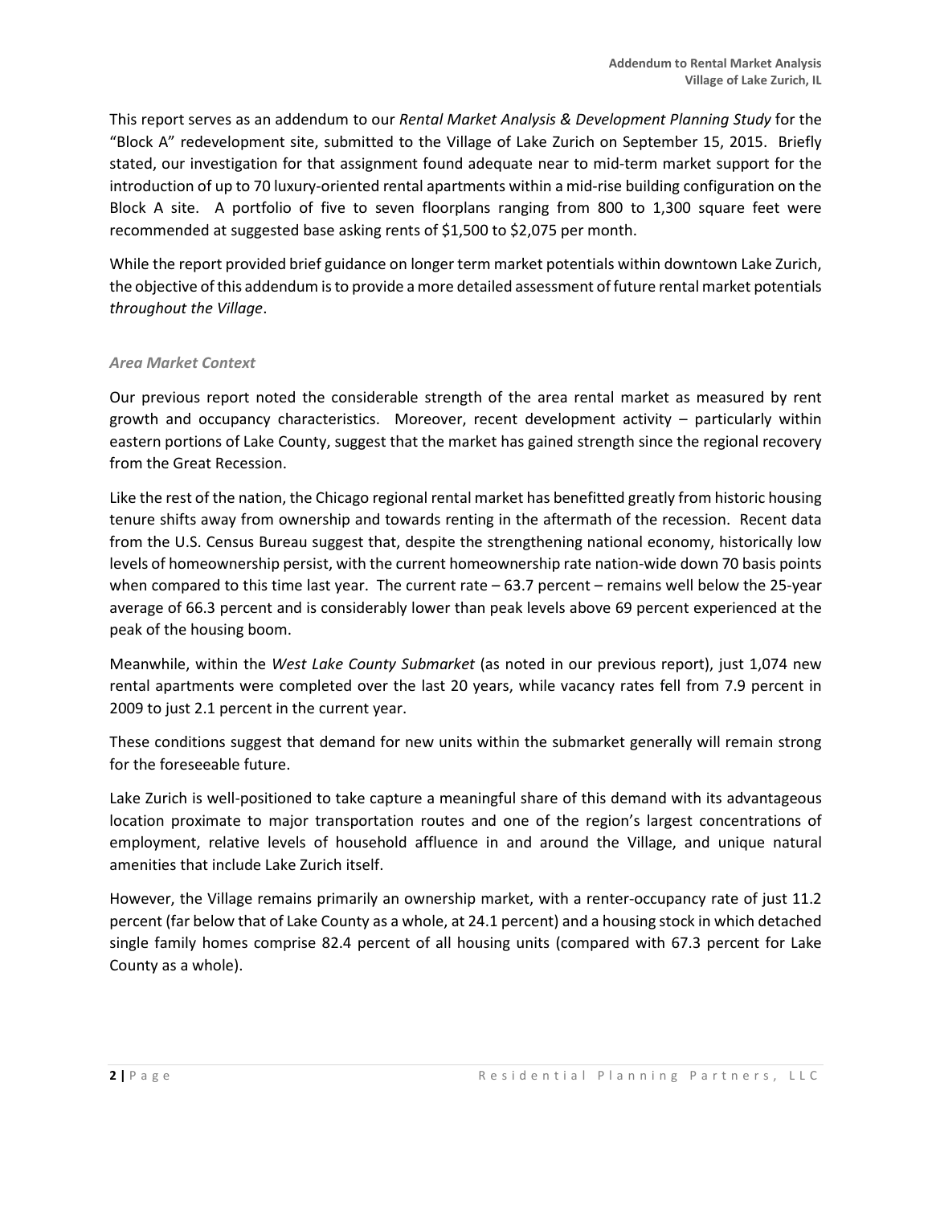This report serves as an addendum to our *Rental Market Analysis & Development Planning Study* for the "Block A" redevelopment site, submitted to the Village of Lake Zurich on September 15, 2015. Briefly stated, our investigation for that assignment found adequate near to mid-term market support for the introduction of up to 70 luxury-oriented rental apartments within a mid-rise building configuration on the Block A site. A portfolio of five to seven floorplans ranging from 800 to 1,300 square feet were recommended at suggested base asking rents of $1,500 to $2,075 per month.

While the report provided brief guidance on longer term market potentials within downtown Lake Zurich, the objective of this addendum is to provide a more detailed assessment of future rental market potentials *throughout the Village*.

### *Area Market Context*

Our previous report noted the considerable strength of the area rental market as measured by rent growth and occupancy characteristics. Moreover, recent development activity – particularly within eastern portions of Lake County, suggest that the market has gained strength since the regional recovery from the Great Recession.

Like the rest of the nation, the Chicago regional rental market has benefitted greatly from historic housing tenure shifts away from ownership and towards renting in the aftermath of the recession. Recent data from the U.S. Census Bureau suggest that, despite the strengthening national economy, historically low levels of homeownership persist, with the current homeownership rate nation-wide down 70 basis points when compared to this time last year. The current rate – 63.7 percent – remains well below the 25-year average of 66.3 percent and is considerably lower than peak levels above 69 percent experienced at the peak of the housing boom.

Meanwhile, within the *West Lake County Submarket* (as noted in our previous report), just 1,074 new rental apartments were completed over the last 20 years, while vacancy rates fell from 7.9 percent in 2009 to just 2.1 percent in the current year.

These conditions suggest that demand for new units within the submarket generally will remain strong for the foreseeable future.

Lake Zurich is well-positioned to take capture a meaningful share of this demand with its advantageous location proximate to major transportation routes and one of the region's largest concentrations of employment, relative levels of household affluence in and around the Village, and unique natural amenities that include Lake Zurich itself.

However, the Village remains primarily an ownership market, with a renter-occupancy rate of just 11.2 percent (far below that of Lake County as a whole, at 24.1 percent) and a housing stock in which detached single family homes comprise 82.4 percent of all housing units (compared with 67.3 percent for Lake County as a whole).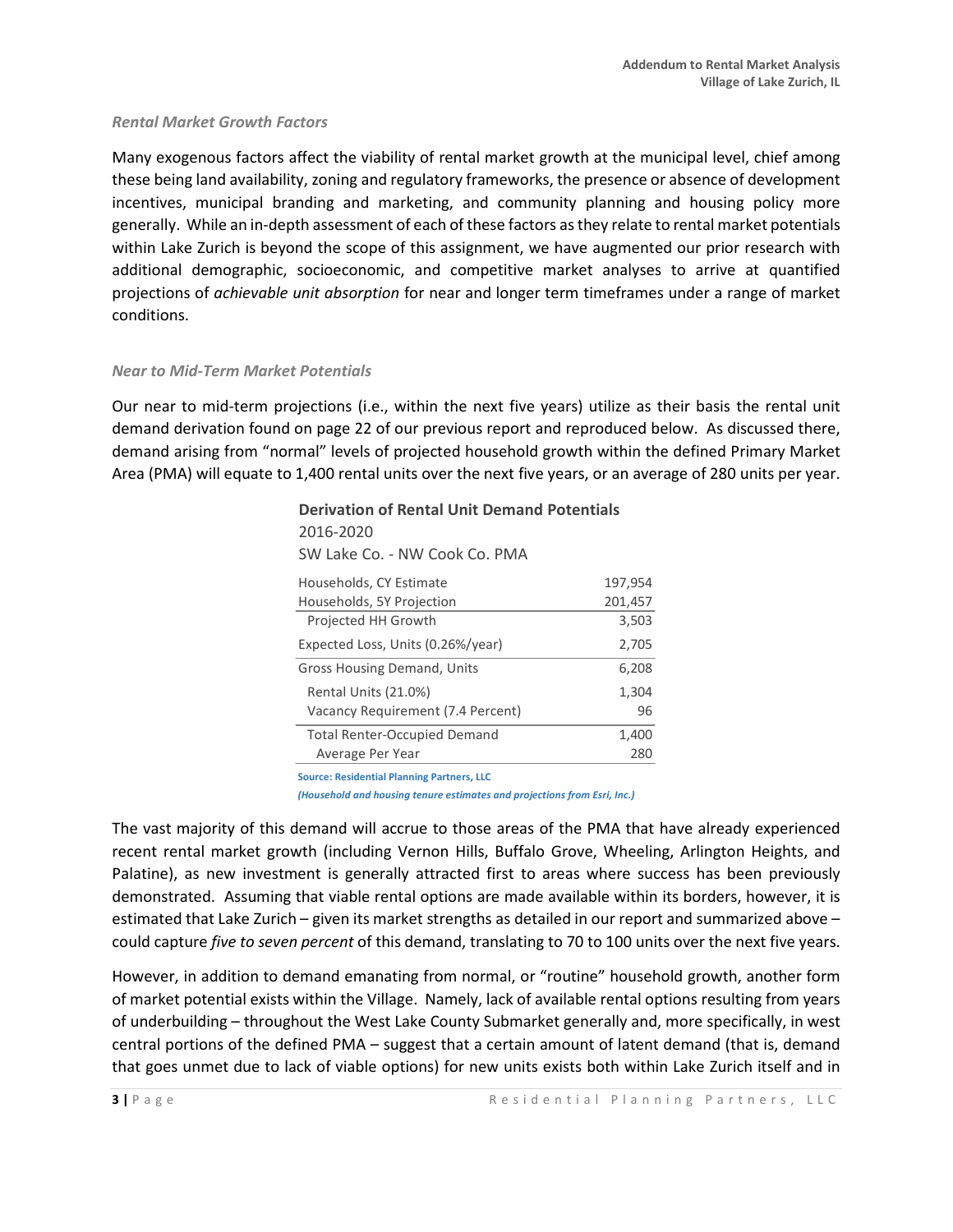*Rental Market Growth Factors*

Many exogenous factors affect the viability of rental market growth at the municipal level, chief among these being land availability, zoning and regulatory frameworks, the presence or absence of development incentives, municipal branding and marketing, and community planning and housing policy more generally. While an in-depth assessment of each of these factors as they relate to rental market potentials within Lake Zurich is beyond the scope of this assignment, we have augmented our prior research with additional demographic, socioeconomic, and competitive market analyses to arrive at quantified projections of *achievable unit absorption* for near and longer term timeframes under a range of market conditions.

*Near to Mid-Term Market Potentials*

Our near to mid-term projections (i.e., within the next five years) utilize as their basis the rental unit demand derivation found on page 22 of our previous report and reproduced below. As discussed there, demand arising from "normal" levels of projected household growth within the defined Primary Market Area (PMA) will equate to 1,400 rental units over the next five years, or an average of 280 units per year.

**Derivation of Rental Unit Demand Potentials**
2016-2020
SW Lake Co. - NW Cook Co. PMA

| | |
|---|---|
| Households, CY Estimate | 197,954 |
| Households, 5Y Projection | 201,457 |
| Projected HH Growth | 3,503 |
| Expected Loss, Units (0.26%/year) | 2,705 |
| Gross Housing Demand, Units | 6,208 |
| Rental Units (21.0%) | 1,304 |
| Vacancy Requirement (7.4 Percent) | 96 |
| Total Renter-Occupied Demand | 1,400 |
| Average Per Year | 280 |

**Source: Residential Planning Partners, LLC**
***(Household and housing tenure estimates and projections from Esri, Inc.)***

The vast majority of this demand will accrue to those areas of the PMA that have already experienced recent rental market growth (including Vernon Hills, Buffalo Grove, Wheeling, Arlington Heights, and Palatine), as new investment is generally attracted first to areas where success has been previously demonstrated. Assuming that viable rental options are made available within its borders, however, it is estimated that Lake Zurich – given its market strengths as detailed in our report and summarized above – could capture *five to seven percent* of this demand, translating to 70 to 100 units over the next five years.

However, in addition to demand emanating from normal, or "routine" household growth, another form of market potential exists within the Village. Namely, lack of available rental options resulting from years of underbuilding – throughout the West Lake County Submarket generally and, more specifically, in west central portions of the defined PMA – suggest that a certain amount of latent demand (that is, demand that goes unmet due to lack of viable options) for new units exists both within Lake Zurich itself and in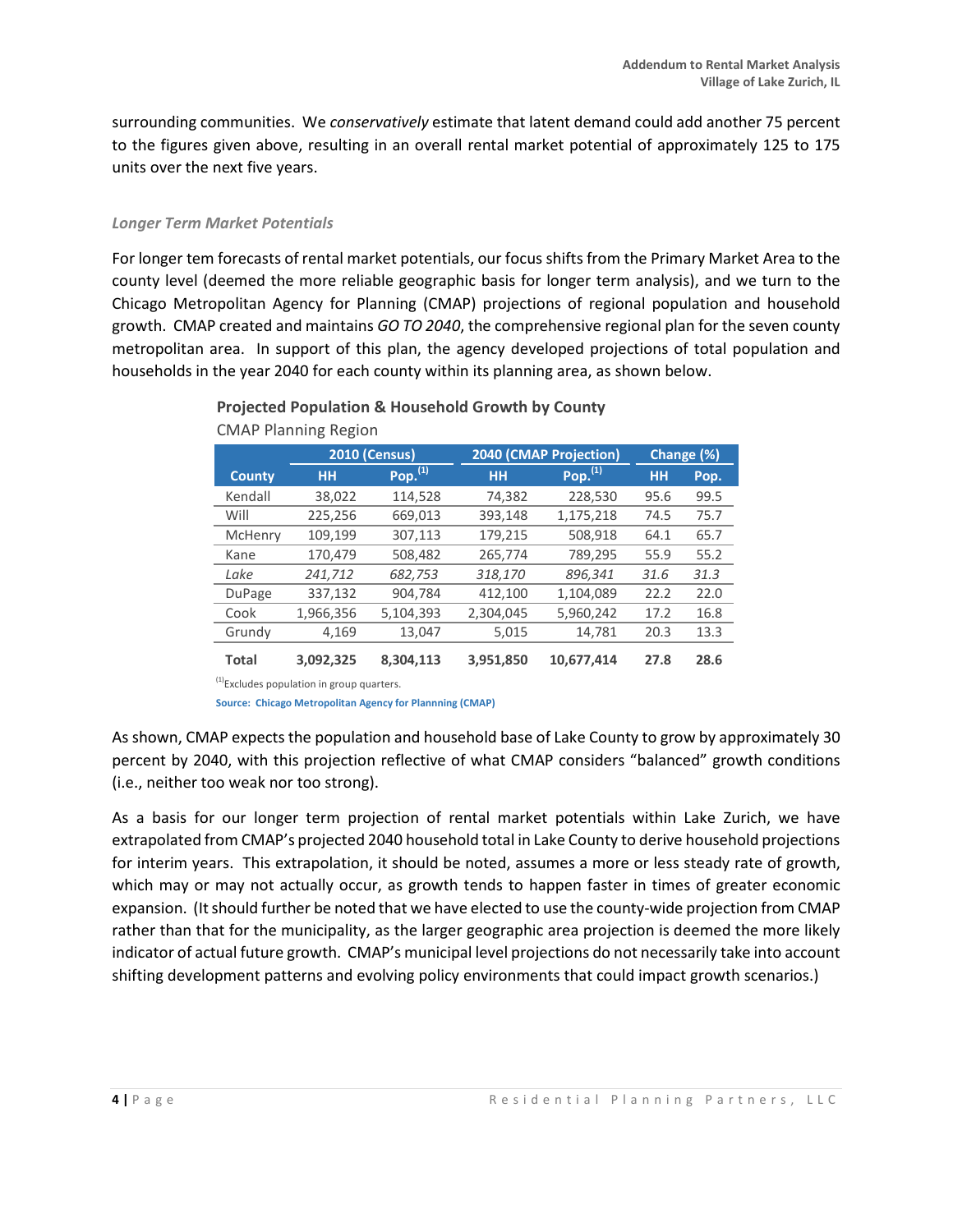surrounding communities. We *conservatively* estimate that latent demand could add another 75 percent to the figures given above, resulting in an overall rental market potential of approximately 125 to 175 units over the next five years.

### *Longer Term Market Potentials*

For longer tem forecasts of rental market potentials, our focus shifts from the Primary Market Area to the county level (deemed the more reliable geographic basis for longer term analysis), and we turn to the Chicago Metropolitan Agency for Planning (CMAP) projections of regional population and household growth. CMAP created and maintains *GO TO 2040*, the comprehensive regional plan for the seven county metropolitan area. In support of this plan, the agency developed projections of total population and households in the year 2040 for each county within its planning area, as shown below.

**Projected Population & Household Growth by County**

CMAP Planning Region

| County | 2010 (Census) | | 2040 (CMAP Projection) | | Change (%) | |
|---|---|---|---|---|---|---|
| | HH | Pop.[1] | HH | Pop.[1] | HH | Pop. |
| Kendall | 38,022 | 114,528 | 74,382 | 228,530 | 95.6 | 99.5 |
| Will | 225,256 | 669,013 | 393,148 | 1,175,218 | 74.5 | 75.7 |
| McHenry | 109,199 | 307,113 | 179,215 | 508,918 | 64.1 | 65.7 |
| Kane | 170,479 | 508,482 | 265,774 | 789,295 | 55.9 | 55.2 |
| *Lake* | *241,712* | *682,753* | *318,170* | *896,341* | *31.6* | *31.3* |
| DuPage | 337,132 | 904,784 | 412,100 | 1,104,089 | 22.2 | 22.0 |
| Cook | 1,966,356 | 5,104,393 | 2,304,045 | 5,960,242 | 17.2 | 16.8 |
| Grundy | 4,169 | 13,047 | 5,015 | 14,781 | 20.3 | 13.3 |
| **Total** | **3,092,325** | **8,304,113** | **3,951,850** | **10,677,414** | **27.8** | **28.6** |

[1]Excludes population in group quarters.

**Source: Chicago Metropolitan Agency for Plannning (CMAP)**

As shown, CMAP expects the population and household base of Lake County to grow by approximately 30 percent by 2040, with this projection reflective of what CMAP considers "balanced" growth conditions (i.e., neither too weak nor too strong).

As a basis for our longer term projection of rental market potentials within Lake Zurich, we have extrapolated from CMAP's projected 2040 household total in Lake County to derive household projections for interim years. This extrapolation, it should be noted, assumes a more or less steady rate of growth, which may or may not actually occur, as growth tends to happen faster in times of greater economic expansion. (It should further be noted that we have elected to use the county-wide projection from CMAP rather than that for the municipality, as the larger geographic area projection is deemed the more likely indicator of actual future growth. CMAP's municipal level projections do not necessarily take into account shifting development patterns and evolving policy environments that could impact growth scenarios.)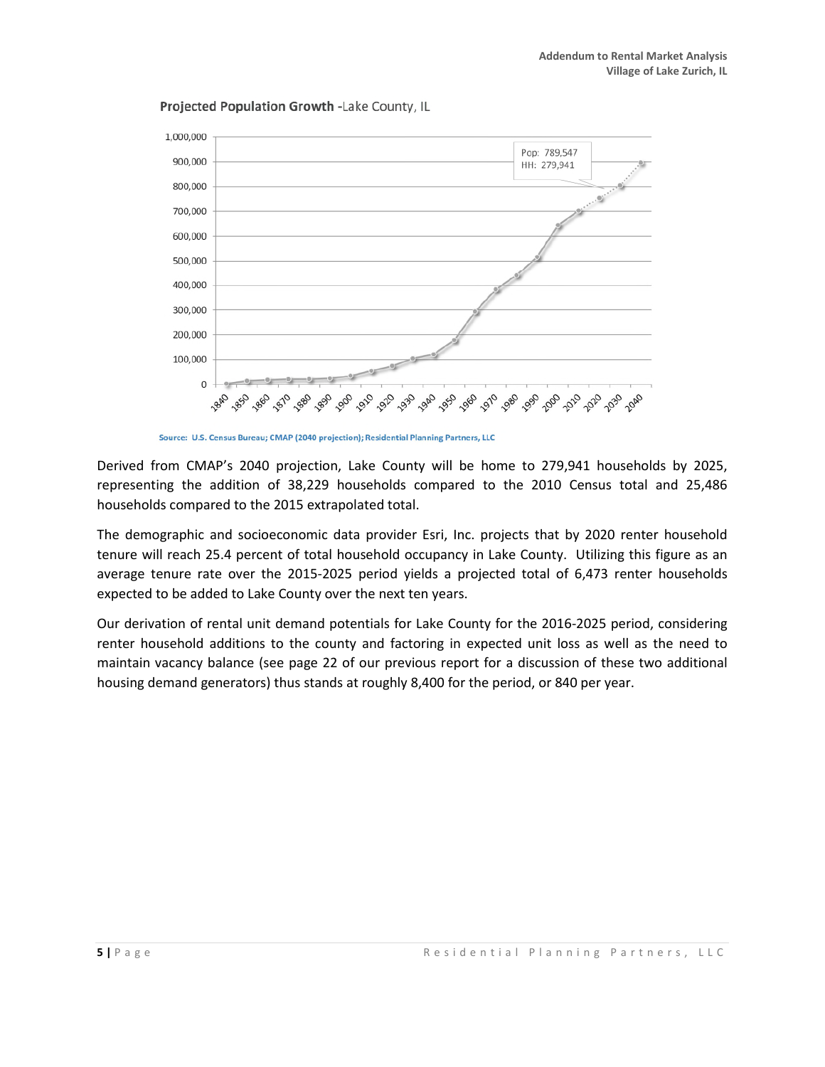**Projected Population Growth** -Lake County, IL

Pop: 789,547
HH: 279,941

Source: U.S. Census Bureau; CMAP (2040 projection); Residential Planning Partners, LLC

Derived from CMAP's 2040 projection, Lake County will be home to 279,941 households by 2025, representing the addition of 38,229 households compared to the 2010 Census total and 25,486 households compared to the 2015 extrapolated total.

The demographic and socioeconomic data provider Esri, Inc. projects that by 2020 renter household tenure will reach 25.4 percent of total household occupancy in Lake County. Utilizing this figure as an average tenure rate over the 2015-2025 period yields a projected total of 6,473 renter households expected to be added to Lake County over the next ten years.

Our derivation of rental unit demand potentials for Lake County for the 2016-2025 period, considering renter household additions to the county and factoring in expected unit loss as well as the need to maintain vacancy balance (see page 22 of our previous report for a discussion of these two additional housing demand generators) thus stands at roughly 8,400 for the period, or 840 per year.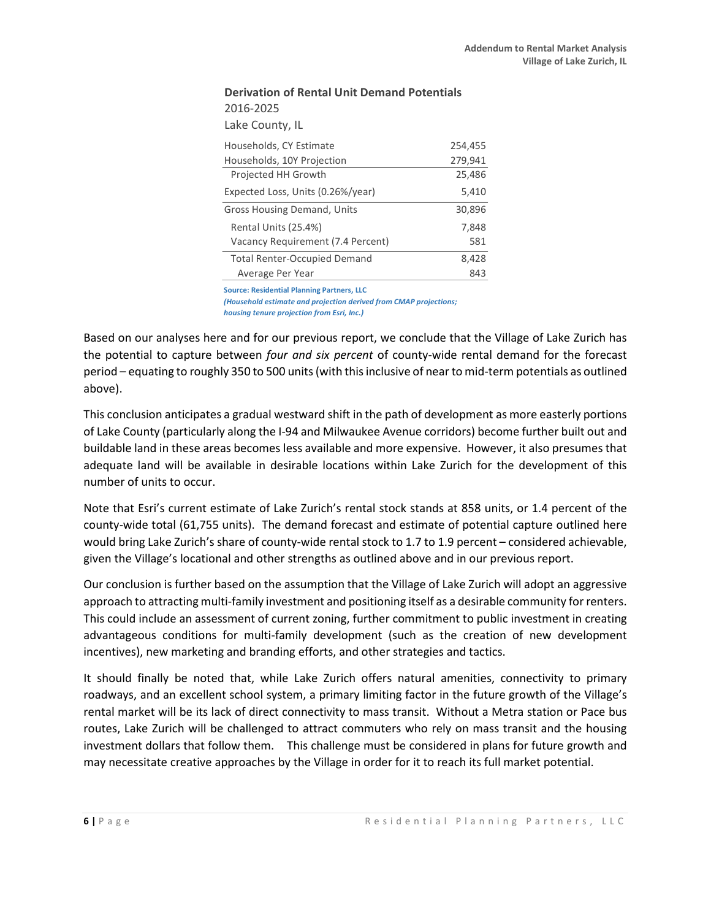**Derivation of Rental Unit Demand Potentials**
2016-2025
Lake County, IL

| | |
|---|---|
| Households, CY Estimate | 254,455 |
| Households, 10Y Projection | 279,941 |
| Projected HH Growth | 25,486 |
| Expected Loss, Units (0.26%/year) | 5,410 |
| Gross Housing Demand, Units | 30,896 |
| Rental Units (25.4%) | 7,848 |
| Vacancy Requirement (7.4 Percent) | 581 |
| Total Renter-Occupied Demand | 8,428 |
| Average Per Year | 843 |

**Source: Residential Planning Partners, LLC**
***(Household estimate and projection derived from CMAP projections; housing tenure projection from Esri, Inc.)***

Based on our analyses here and for our previous report, we conclude that the Village of Lake Zurich has the potential to capture between *four and six percent* of county-wide rental demand for the forecast period – equating to roughly 350 to 500 units (with this inclusive of near to mid-term potentials as outlined above).

This conclusion anticipates a gradual westward shift in the path of development as more easterly portions of Lake County (particularly along the I-94 and Milwaukee Avenue corridors) become further built out and buildable land in these areas becomes less available and more expensive. However, it also presumes that adequate land will be available in desirable locations within Lake Zurich for the development of this number of units to occur.

Note that Esri's current estimate of Lake Zurich's rental stock stands at 858 units, or 1.4 percent of the county-wide total (61,755 units). The demand forecast and estimate of potential capture outlined here would bring Lake Zurich's share of county-wide rental stock to 1.7 to 1.9 percent – considered achievable, given the Village's locational and other strengths as outlined above and in our previous report.

Our conclusion is further based on the assumption that the Village of Lake Zurich will adopt an aggressive approach to attracting multi-family investment and positioning itself as a desirable community for renters. This could include an assessment of current zoning, further commitment to public investment in creating advantageous conditions for multi-family development (such as the creation of new development incentives), new marketing and branding efforts, and other strategies and tactics.

It should finally be noted that, while Lake Zurich offers natural amenities, connectivity to primary roadways, and an excellent school system, a primary limiting factor in the future growth of the Village's rental market will be its lack of direct connectivity to mass transit. Without a Metra station or Pace bus routes, Lake Zurich will be challenged to attract commuters who rely on mass transit and the housing investment dollars that follow them. This challenge must be considered in plans for future growth and may necessitate creative approaches by the Village in order for it to reach its full market potential.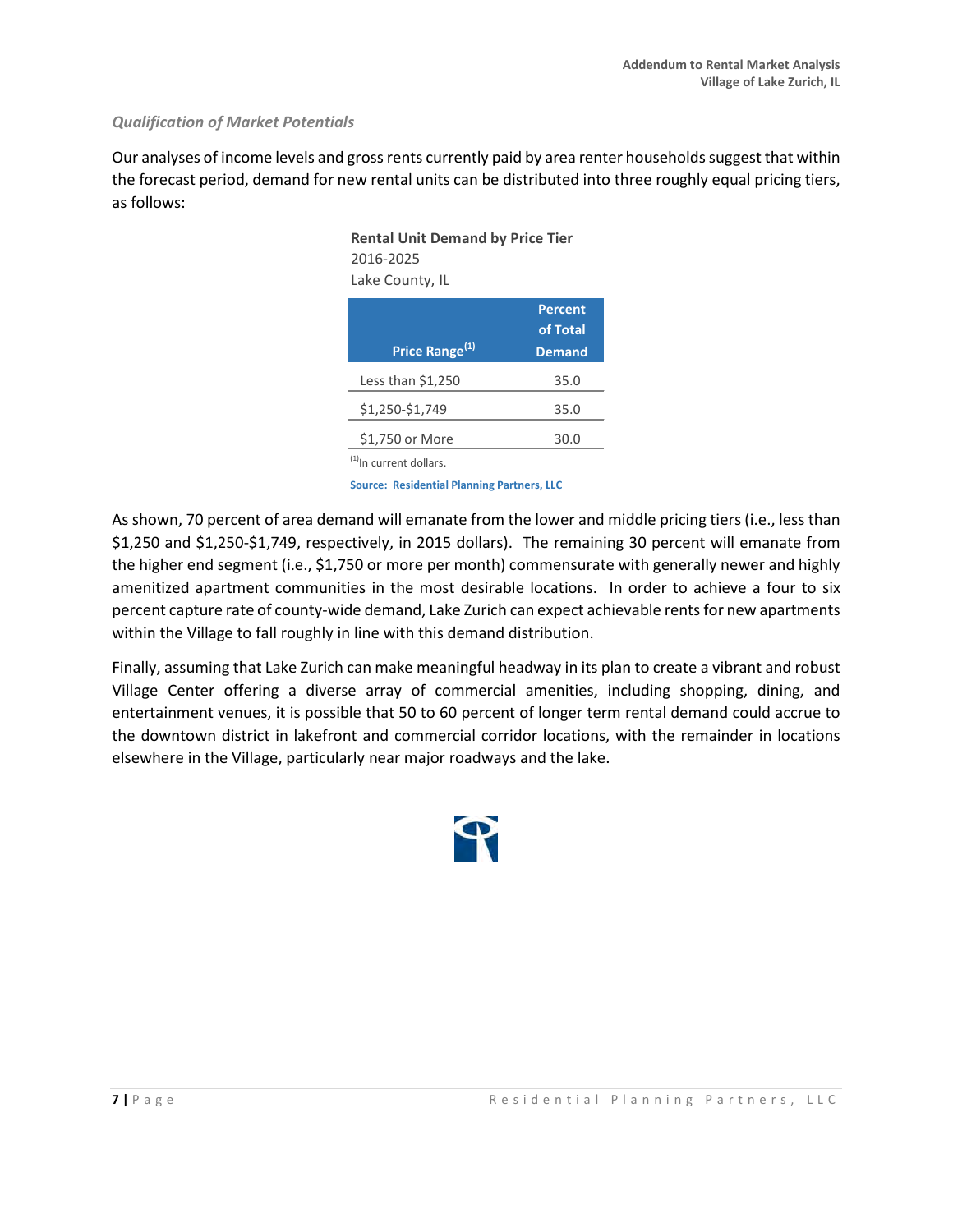*Qualification of Market Potentials*

Our analyses of income levels and gross rents currently paid by area renter households suggest that within the forecast period, demand for new rental units can be distributed into three roughly equal pricing tiers, as follows:

**Rental Unit Demand by Price Tier**
2016-2025
Lake County, IL

| Price Range[1] | Percent of Total Demand |
|---|---|
| Less than $1,250 | 35.0 |
| $1,250-$1,749 | 35.0 |
| $1,750 or More | 30.0 |

[1]In current dollars.

**Source: Residential Planning Partners, LLC**

As shown, 70 percent of area demand will emanate from the lower and middle pricing tiers (i.e., less than $1,250 and $1,250-$1,749, respectively, in 2015 dollars). The remaining 30 percent will emanate from the higher end segment (i.e., $1,750 or more per month) commensurate with generally newer and highly amenitized apartment communities in the most desirable locations. In order to achieve a four to six percent capture rate of county-wide demand, Lake Zurich can expect achievable rents for new apartments within the Village to fall roughly in line with this demand distribution.

Finally, assuming that Lake Zurich can make meaningful headway in its plan to create a vibrant and robust Village Center offering a diverse array of commercial amenities, including shopping, dining, and entertainment venues, it is possible that 50 to 60 percent of longer term rental demand could accrue to the downtown district in lakefront and commercial corridor locations, with the remainder in locations elsewhere in the Village, particularly near major roadways and the lake.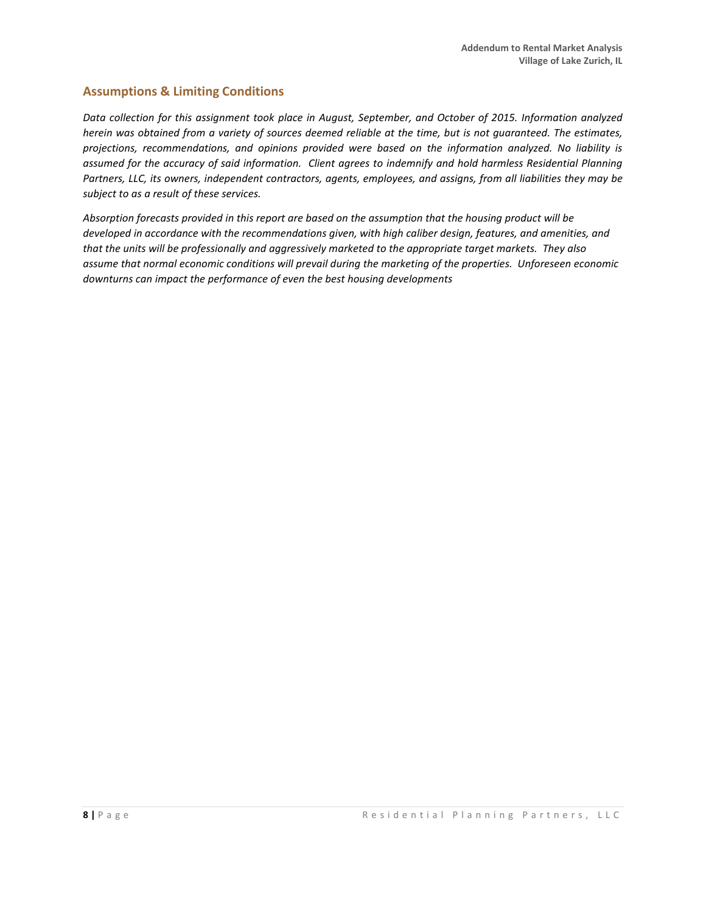## Assumptions & Limiting Conditions

*Data collection for this assignment took place in August, September, and October of 2015. Information analyzed herein was obtained from a variety of sources deemed reliable at the time, but is not guaranteed. The estimates, projections, recommendations, and opinions provided were based on the information analyzed. No liability is assumed for the accuracy of said information. Client agrees to indemnify and hold harmless Residential Planning Partners, LLC, its owners, independent contractors, agents, employees, and assigns, from all liabilities they may be subject to as a result of these services.*

*Absorption forecasts provided in this report are based on the assumption that the housing product will be developed in accordance with the recommendations given, with high caliber design, features, and amenities, and that the units will be professionally and aggressively marketed to the appropriate target markets. They also assume that normal economic conditions will prevail during the marketing of the properties. Unforeseen economic downturns can impact the performance of even the best housing developments*